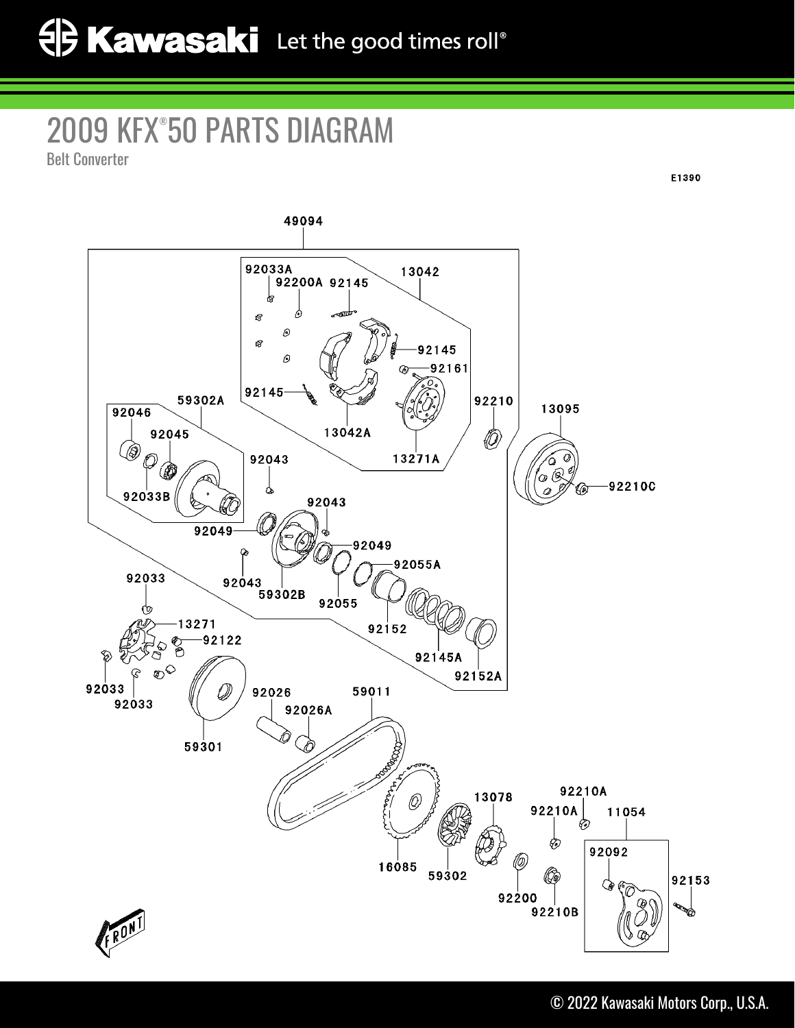# 2009 KFX®50 PARTS DIAGRAM

Belt Converter

E1390

49094

92033A 92200A 92145 13042

92145

92161

92145

13042A

13271A

92210

13095

92210C

59302A

92046

92045

92033B

92043

92043

92049

92049

92055A

92043

59302B

92055

92152

92145A

92152A

92033

13271

92122

92033

92033

59301

92026

92026A

59011

16085

59302

13078

92210A

92210A

11054

92092

92153

92200

92210B

FRONT

© 2022 Kawasaki Motors Corp., U.S.A.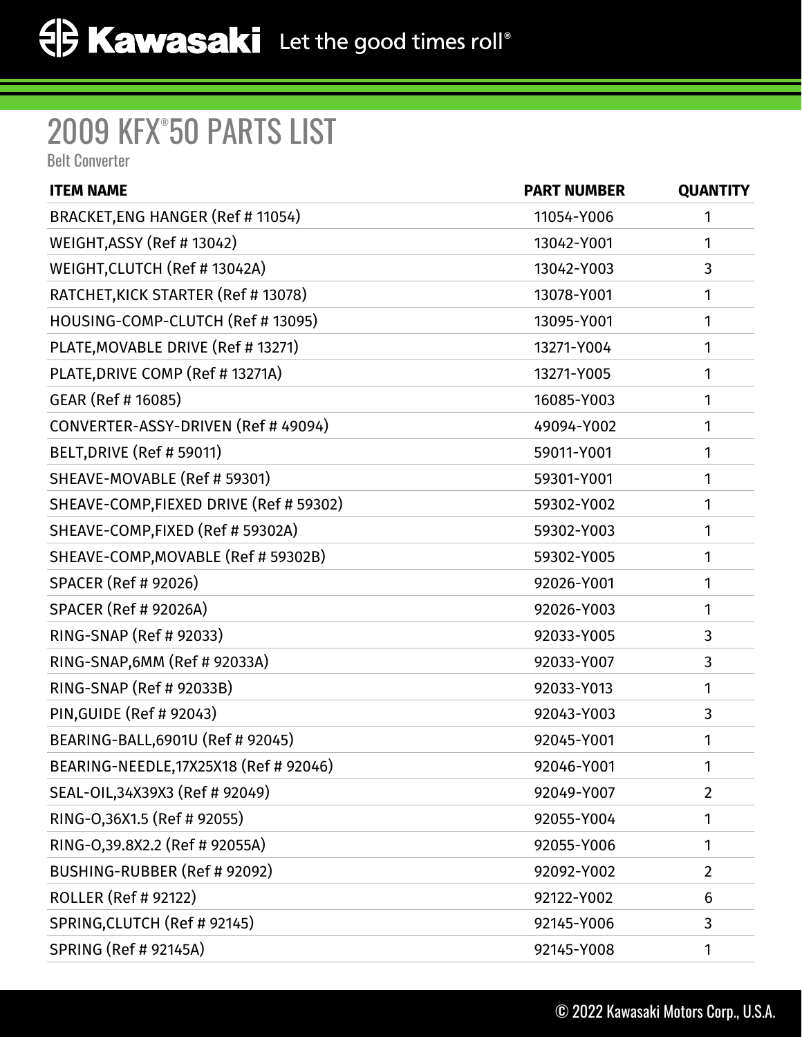# 2009 KFX®50 PARTS LIST

Belt Converter

| ITEM NAME | PART NUMBER | QUANTITY |
|---|---|---|
| BRACKET,ENG HANGER (Ref # 11054) | 11054-Y006 | 1 |
| WEIGHT,ASSY (Ref # 13042) | 13042-Y001 | 1 |
| WEIGHT,CLUTCH (Ref # 13042A) | 13042-Y003 | 3 |
| RATCHET,KICK STARTER (Ref # 13078) | 13078-Y001 | 1 |
| HOUSING-COMP-CLUTCH (Ref # 13095) | 13095-Y001 | 1 |
| PLATE,MOVABLE DRIVE (Ref # 13271) | 13271-Y004 | 1 |
| PLATE,DRIVE COMP (Ref # 13271A) | 13271-Y005 | 1 |
| GEAR (Ref # 16085) | 16085-Y003 | 1 |
| CONVERTER-ASSY-DRIVEN (Ref # 49094) | 49094-Y002 | 1 |
| BELT,DRIVE (Ref # 59011) | 59011-Y001 | 1 |
| SHEAVE-MOVABLE (Ref # 59301) | 59301-Y001 | 1 |
| SHEAVE-COMP,FIEXED DRIVE (Ref # 59302) | 59302-Y002 | 1 |
| SHEAVE-COMP,FIXED (Ref # 59302A) | 59302-Y003 | 1 |
| SHEAVE-COMP,MOVABLE (Ref # 59302B) | 59302-Y005 | 1 |
| SPACER (Ref # 92026) | 92026-Y001 | 1 |
| SPACER (Ref # 92026A) | 92026-Y003 | 1 |
| RING-SNAP (Ref # 92033) | 92033-Y005 | 3 |
| RING-SNAP,6MM (Ref # 92033A) | 92033-Y007 | 3 |
| RING-SNAP (Ref # 92033B) | 92033-Y013 | 1 |
| PIN,GUIDE (Ref # 92043) | 92043-Y003 | 3 |
| BEARING-BALL,6901U (Ref # 92045) | 92045-Y001 | 1 |
| BEARING-NEEDLE,17X25X18 (Ref # 92046) | 92046-Y001 | 1 |
| SEAL-OIL,34X39X3 (Ref # 92049) | 92049-Y007 | 2 |
| RING-O,36X1.5 (Ref # 92055) | 92055-Y004 | 1 |
| RING-O,39.8X2.2 (Ref # 92055A) | 92055-Y006 | 1 |
| BUSHING-RUBBER (Ref # 92092) | 92092-Y002 | 2 |
| ROLLER (Ref # 92122) | 92122-Y002 | 6 |
| SPRING,CLUTCH (Ref # 92145) | 92145-Y006 | 3 |
| SPRING (Ref # 92145A) | 92145-Y008 | 1 |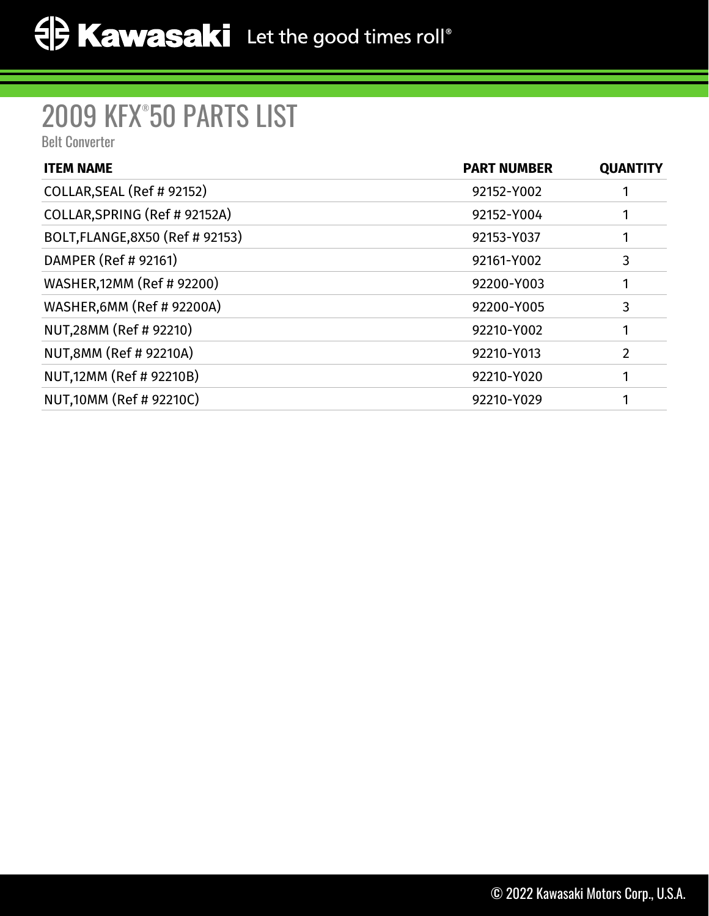# 2009 KFX®50 PARTS LIST

Belt Converter

| ITEM NAME | PART NUMBER | QUANTITY |
|---|---|---|
| COLLAR,SEAL (Ref # 92152) | 92152-Y002 | 1 |
| COLLAR,SPRING (Ref # 92152A) | 92152-Y004 | 1 |
| BOLT,FLANGE,8X50 (Ref # 92153) | 92153-Y037 | 1 |
| DAMPER (Ref # 92161) | 92161-Y002 | 3 |
| WASHER,12MM (Ref # 92200) | 92200-Y003 | 1 |
| WASHER,6MM (Ref # 92200A) | 92200-Y005 | 3 |
| NUT,28MM (Ref # 92210) | 92210-Y002 | 1 |
| NUT,8MM (Ref # 92210A) | 92210-Y013 | 2 |
| NUT,12MM (Ref # 92210B) | 92210-Y020 | 1 |
| NUT,10MM (Ref # 92210C) | 92210-Y029 | 1 |